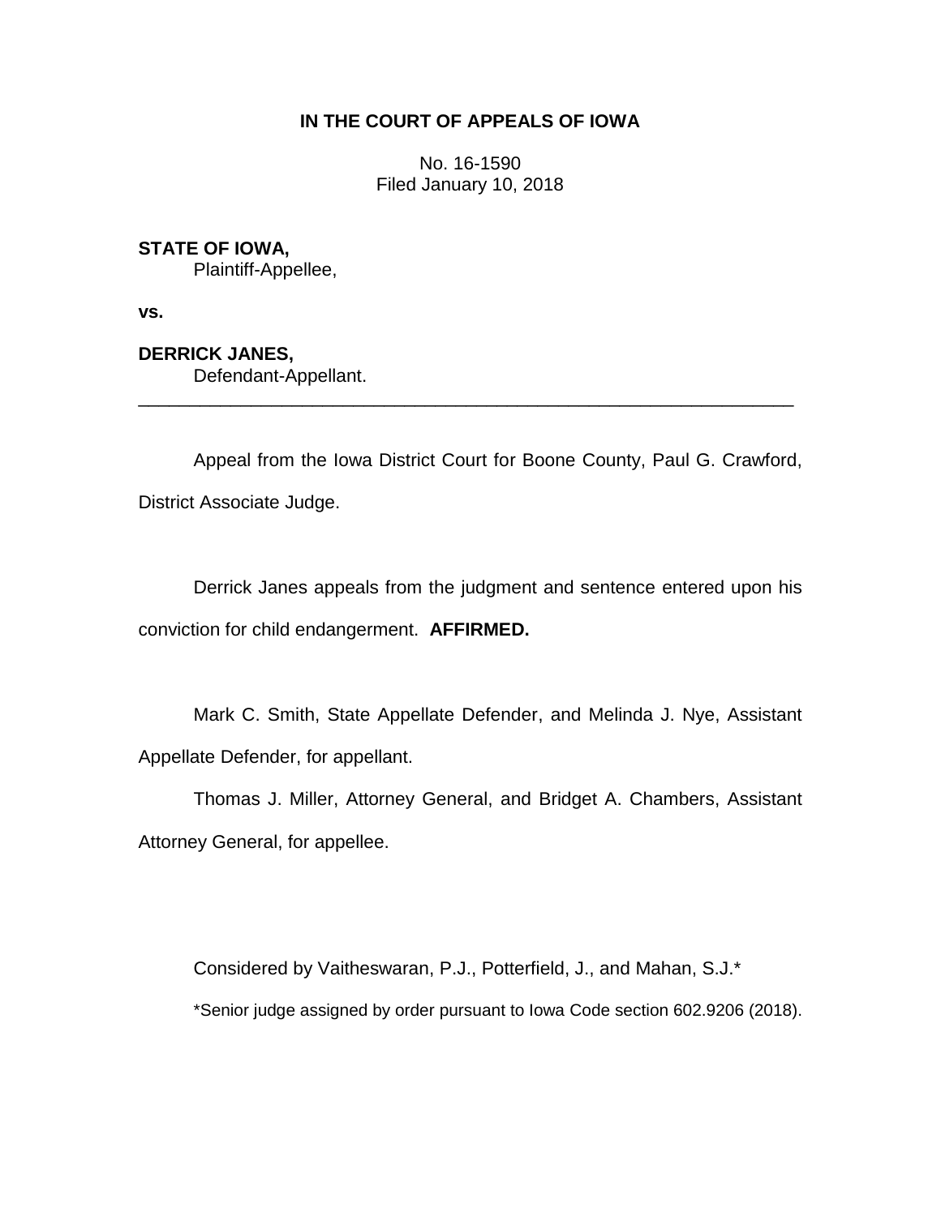**IN THE COURT OF APPEALS OF IOWA**

No. 16-1590
Filed January 10, 2018

**STATE OF IOWA,**
Plaintiff-Appellee,

**vs.**

**DERRICK JANES,**
Defendant-Appellant.

---

Appeal from the Iowa District Court for Boone County, Paul G. Crawford, District Associate Judge.

Derrick Janes appeals from the judgment and sentence entered upon his conviction for child endangerment. **AFFIRMED.**

Mark C. Smith, State Appellate Defender, and Melinda J. Nye, Assistant Appellate Defender, for appellant.

Thomas J. Miller, Attorney General, and Bridget A. Chambers, Assistant Attorney General, for appellee.

Considered by Vaitheswaran, P.J., Potterfield, J., and Mahan, S.J.*

*Senior judge assigned by order pursuant to Iowa Code section 602.9206 (2018).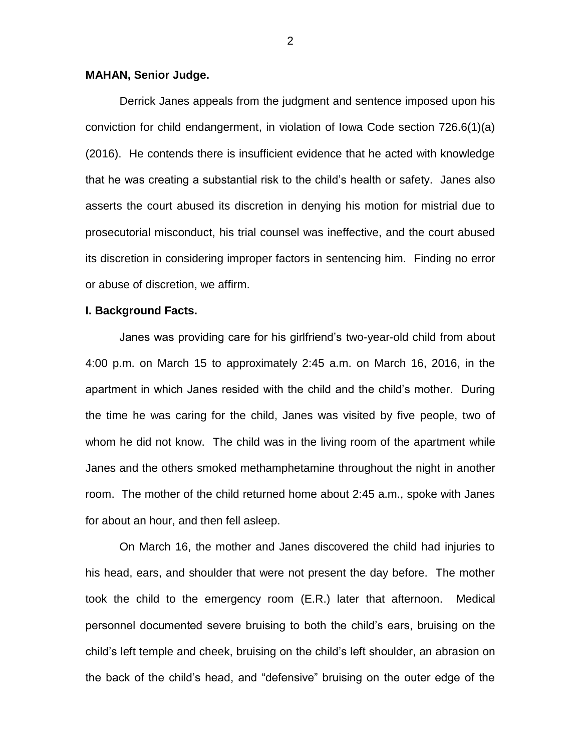**MAHAN, Senior Judge.**

Derrick Janes appeals from the judgment and sentence imposed upon his conviction for child endangerment, in violation of Iowa Code section 726.6(1)(a) (2016). He contends there is insufficient evidence that he acted with knowledge that he was creating a substantial risk to the child's health or safety. Janes also asserts the court abused its discretion in denying his motion for mistrial due to prosecutorial misconduct, his trial counsel was ineffective, and the court abused its discretion in considering improper factors in sentencing him. Finding no error or abuse of discretion, we affirm.

**I. Background Facts.**

Janes was providing care for his girlfriend's two-year-old child from about 4:00 p.m. on March 15 to approximately 2:45 a.m. on March 16, 2016, in the apartment in which Janes resided with the child and the child's mother. During the time he was caring for the child, Janes was visited by five people, two of whom he did not know. The child was in the living room of the apartment while Janes and the others smoked methamphetamine throughout the night in another room. The mother of the child returned home about 2:45 a.m., spoke with Janes for about an hour, and then fell asleep.

On March 16, the mother and Janes discovered the child had injuries to his head, ears, and shoulder that were not present the day before. The mother took the child to the emergency room (E.R.) later that afternoon. Medical personnel documented severe bruising to both the child's ears, bruising on the child's left temple and cheek, bruising on the child's left shoulder, an abrasion on the back of the child's head, and "defensive" bruising on the outer edge of the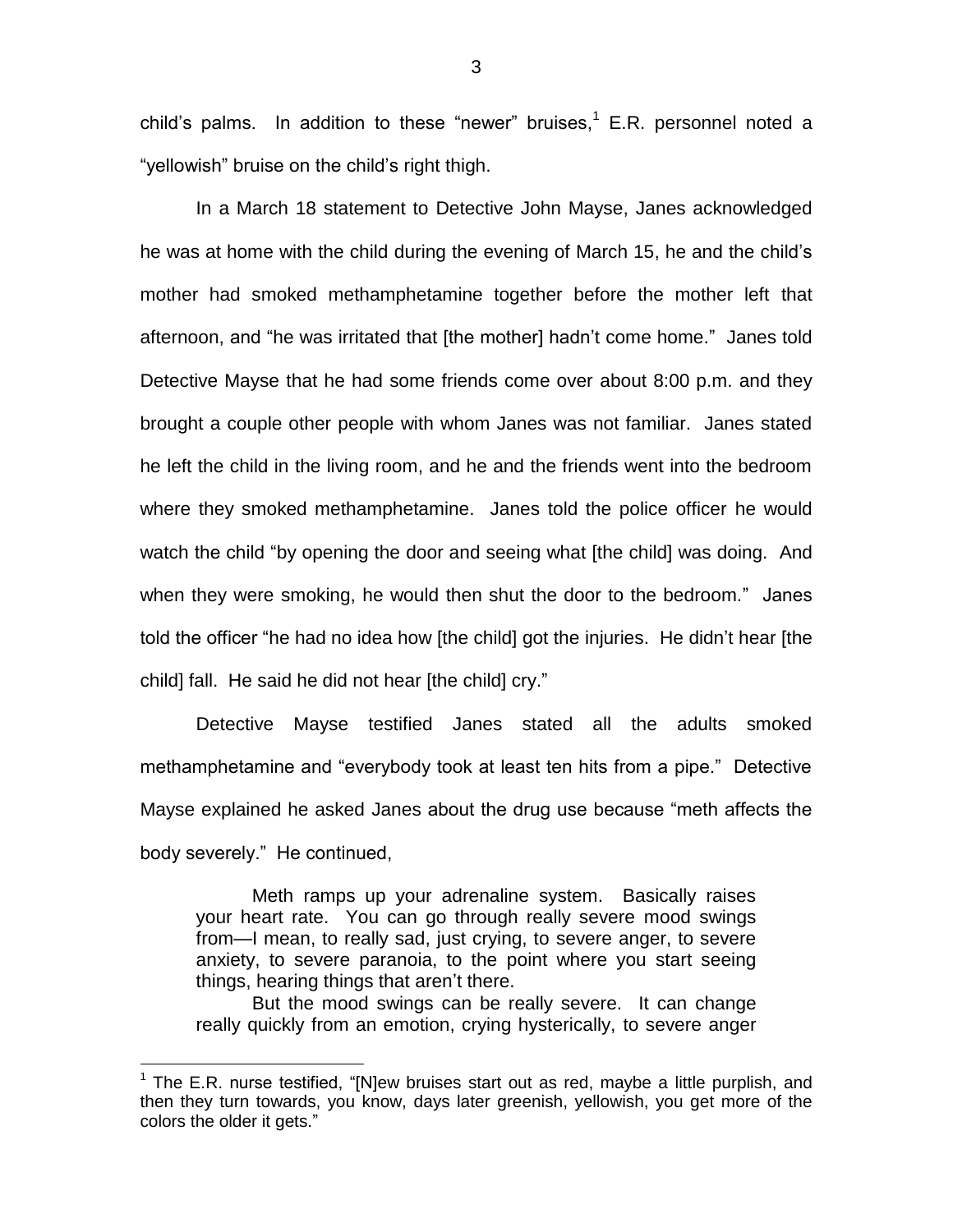child's palms. In addition to these "newer" bruises,[1] E.R. personnel noted a "yellowish" bruise on the child's right thigh.

In a March 18 statement to Detective John Mayse, Janes acknowledged he was at home with the child during the evening of March 15, he and the child's mother had smoked methamphetamine together before the mother left that afternoon, and "he was irritated that [the mother] hadn't come home." Janes told Detective Mayse that he had some friends come over about 8:00 p.m. and they brought a couple other people with whom Janes was not familiar. Janes stated he left the child in the living room, and he and the friends went into the bedroom where they smoked methamphetamine. Janes told the police officer he would watch the child "by opening the door and seeing what [the child] was doing. And when they were smoking, he would then shut the door to the bedroom." Janes told the officer "he had no idea how [the child] got the injuries. He didn't hear [the child] fall. He said he did not hear [the child] cry."

Detective Mayse testified Janes stated all the adults smoked methamphetamine and "everybody took at least ten hits from a pipe." Detective Mayse explained he asked Janes about the drug use because "meth affects the body severely." He continued,

> Meth ramps up your adrenaline system. Basically raises your heart rate. You can go through really severe mood swings from—I mean, to really sad, just crying, to severe anger, to severe anxiety, to severe paranoia, to the point where you start seeing things, hearing things that aren't there.
>
> But the mood swings can be really severe. It can change really quickly from an emotion, crying hysterically, to severe anger

---

[1] The E.R. nurse testified, "[N]ew bruises start out as red, maybe a little purplish, and then they turn towards, you know, days later greenish, yellowish, you get more of the colors the older it gets."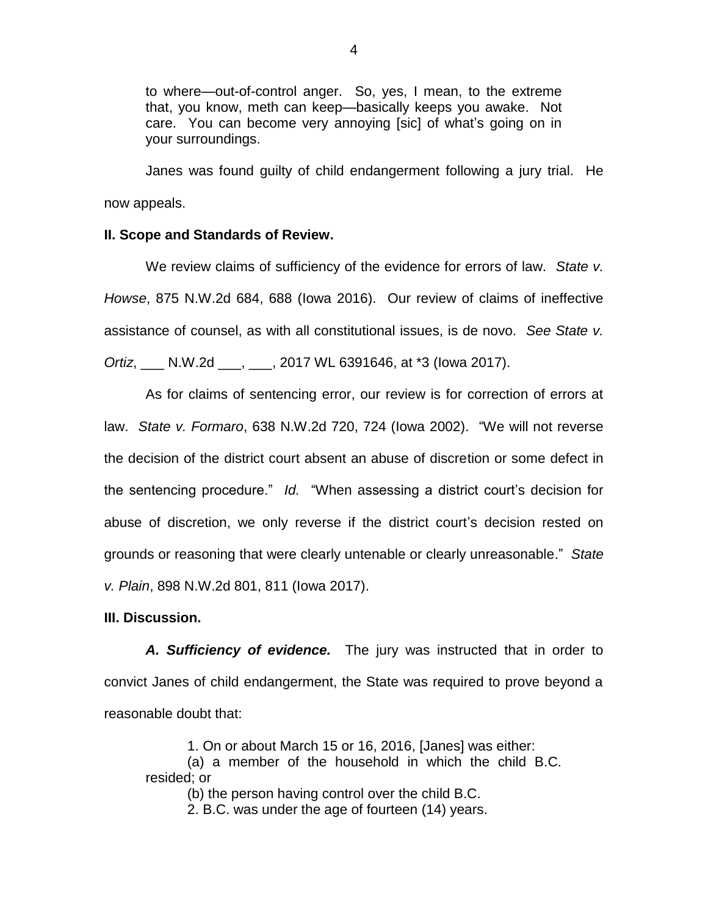> to where—out-of-control anger. So, yes, I mean, to the extreme that, you know, meth can keep—basically keeps you awake. Not care. You can become very annoying [sic] of what's going on in your surroundings.

Janes was found guilty of child endangerment following a jury trial. He now appeals.

**II. Scope and Standards of Review.**

We review claims of sufficiency of the evidence for errors of law. *State v. Howse*, 875 N.W.2d 684, 688 (Iowa 2016). Our review of claims of ineffective assistance of counsel, as with all constitutional issues, is de novo. *See State v. Ortiz*, ___ N.W.2d ___, ___, 2017 WL 6391646, at *3 (Iowa 2017).

As for claims of sentencing error, our review is for correction of errors at law. *State v. Formaro*, 638 N.W.2d 720, 724 (Iowa 2002). "We will not reverse the decision of the district court absent an abuse of discretion or some defect in the sentencing procedure." *Id.* "When assessing a district court's decision for abuse of discretion, we only reverse if the district court's decision rested on grounds or reasoning that were clearly untenable or clearly unreasonable." *State v. Plain*, 898 N.W.2d 801, 811 (Iowa 2017).

**III. Discussion.**

***A. Sufficiency of evidence.*** The jury was instructed that in order to convict Janes of child endangerment, the State was required to prove beyond a reasonable doubt that:

> 1. On or about March 15 or 16, 2016, [Janes] was either:
>
> (a) a member of the household in which the child B.C. resided; or
>
> (b) the person having control over the child B.C.
>
> 2. B.C. was under the age of fourteen (14) years.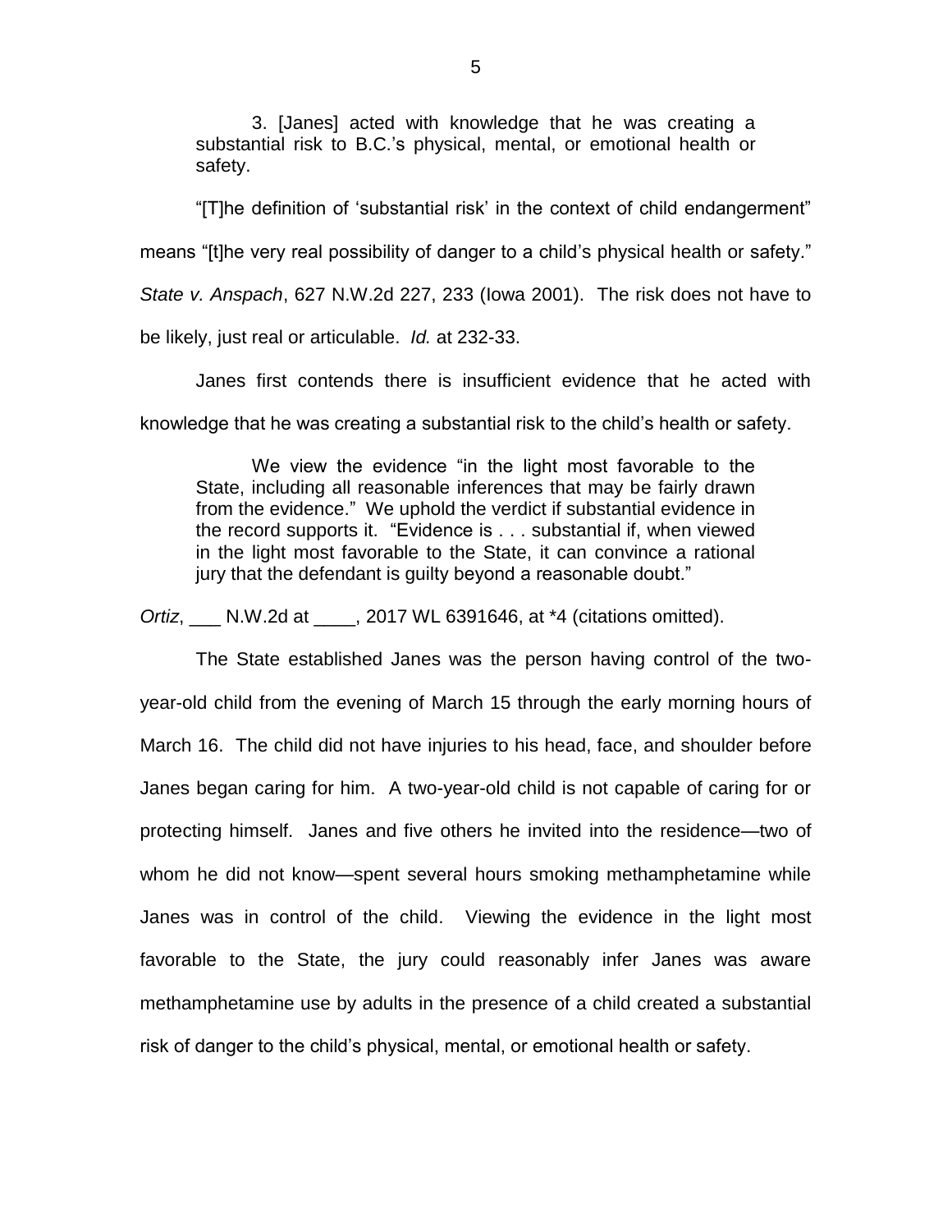> 3. [Janes] acted with knowledge that he was creating a substantial risk to B.C.'s physical, mental, or emotional health or safety.

"[T]he definition of 'substantial risk' in the context of child endangerment" means "[t]he very real possibility of danger to a child's physical health or safety." *State v. Anspach*, 627 N.W.2d 227, 233 (Iowa 2001). The risk does not have to be likely, just real or articulable. *Id.* at 232-33.

Janes first contends there is insufficient evidence that he acted with knowledge that he was creating a substantial risk to the child's health or safety.

> We view the evidence "in the light most favorable to the State, including all reasonable inferences that may be fairly drawn from the evidence." We uphold the verdict if substantial evidence in the record supports it. "Evidence is . . . substantial if, when viewed in the light most favorable to the State, it can convince a rational jury that the defendant is guilty beyond a reasonable doubt."

*Ortiz*, ___ N.W.2d at ____, 2017 WL 6391646, at *4 (citations omitted).

The State established Janes was the person having control of the two-year-old child from the evening of March 15 through the early morning hours of March 16. The child did not have injuries to his head, face, and shoulder before Janes began caring for him. A two-year-old child is not capable of caring for or protecting himself. Janes and five others he invited into the residence—two of whom he did not know—spent several hours smoking methamphetamine while Janes was in control of the child. Viewing the evidence in the light most favorable to the State, the jury could reasonably infer Janes was aware methamphetamine use by adults in the presence of a child created a substantial risk of danger to the child's physical, mental, or emotional health or safety.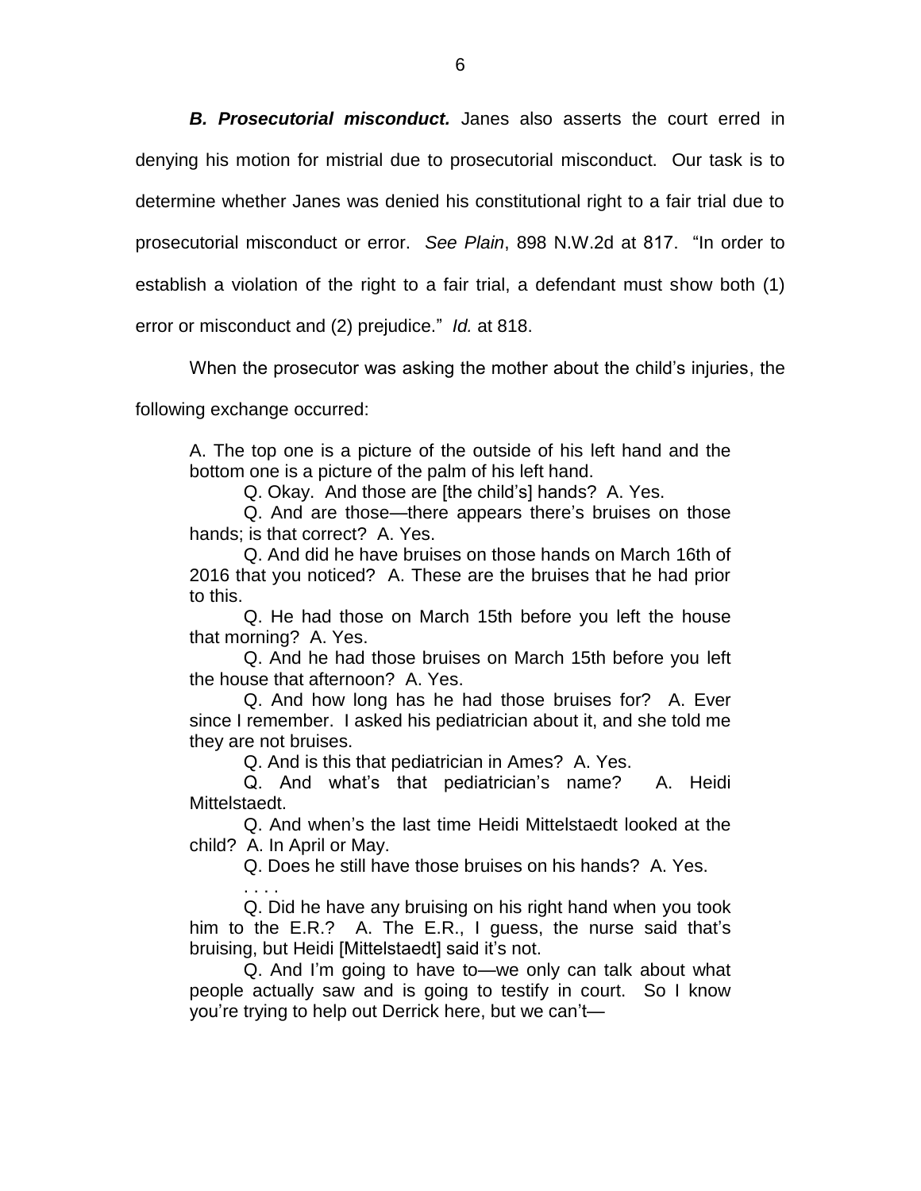***B. Prosecutorial misconduct.*** Janes also asserts the court erred in denying his motion for mistrial due to prosecutorial misconduct. Our task is to determine whether Janes was denied his constitutional right to a fair trial due to prosecutorial misconduct or error. *See Plain*, 898 N.W.2d at 817. "In order to establish a violation of the right to a fair trial, a defendant must show both (1) error or misconduct and (2) prejudice." *Id.* at 818.

When the prosecutor was asking the mother about the child's injuries, the following exchange occurred:

> A. The top one is a picture of the outside of his left hand and the bottom one is a picture of the palm of his left hand.
>
> Q. Okay. And those are [the child's] hands? A. Yes.
>
> Q. And are those—there appears there's bruises on those hands; is that correct? A. Yes.
>
> Q. And did he have bruises on those hands on March 16th of 2016 that you noticed? A. These are the bruises that he had prior to this.
>
> Q. He had those on March 15th before you left the house that morning? A. Yes.
>
> Q. And he had those bruises on March 15th before you left the house that afternoon? A. Yes.
>
> Q. And how long has he had those bruises for? A. Ever since I remember. I asked his pediatrician about it, and she told me they are not bruises.
>
> Q. And is this that pediatrician in Ames? A. Yes.
>
> Q. And what's that pediatrician's name? A. Heidi Mittelstaedt.
>
> Q. And when's the last time Heidi Mittelstaedt looked at the child? A. In April or May.
>
> Q. Does he still have those bruises on his hands? A. Yes.
>
> . . . .
>
> Q. Did he have any bruising on his right hand when you took him to the E.R.? A. The E.R., I guess, the nurse said that's bruising, but Heidi [Mittelstaedt] said it's not.
>
> Q. And I'm going to have to—we only can talk about what people actually saw and is going to testify in court. So I know you're trying to help out Derrick here, but we can't—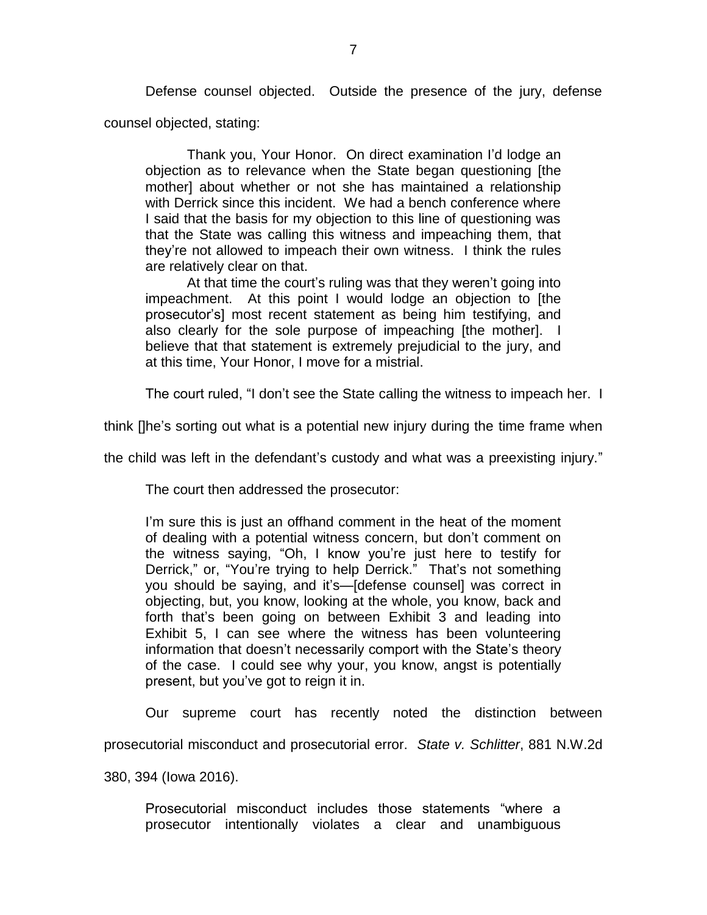Defense counsel objected. Outside the presence of the jury, defense counsel objected, stating:

> Thank you, Your Honor. On direct examination I'd lodge an objection as to relevance when the State began questioning [the mother] about whether or not she has maintained a relationship with Derrick since this incident. We had a bench conference where I said that the basis for my objection to this line of questioning was that the State was calling this witness and impeaching them, that they're not allowed to impeach their own witness. I think the rules are relatively clear on that.
>
> At that time the court's ruling was that they weren't going into impeachment. At this point I would lodge an objection to [the prosecutor's] most recent statement as being him testifying, and also clearly for the sole purpose of impeaching [the mother]. I believe that that statement is extremely prejudicial to the jury, and at this time, Your Honor, I move for a mistrial.

The court ruled, "I don't see the State calling the witness to impeach her. I think []he's sorting out what is a potential new injury during the time frame when the child was left in the defendant's custody and what was a preexisting injury."

The court then addressed the prosecutor:

> I'm sure this is just an offhand comment in the heat of the moment of dealing with a potential witness concern, but don't comment on the witness saying, "Oh, I know you're just here to testify for Derrick," or, "You're trying to help Derrick." That's not something you should be saying, and it's—[defense counsel] was correct in objecting, but, you know, looking at the whole, you know, back and forth that's been going on between Exhibit 3 and leading into Exhibit 5, I can see where the witness has been volunteering information that doesn't necessarily comport with the State's theory of the case. I could see why your, you know, angst is potentially present, but you've got to reign it in.

Our supreme court has recently noted the distinction between prosecutorial misconduct and prosecutorial error. *State v. Schlitter*, 881 N.W.2d 380, 394 (Iowa 2016).

> Prosecutorial misconduct includes those statements "where a prosecutor intentionally violates a clear and unambiguous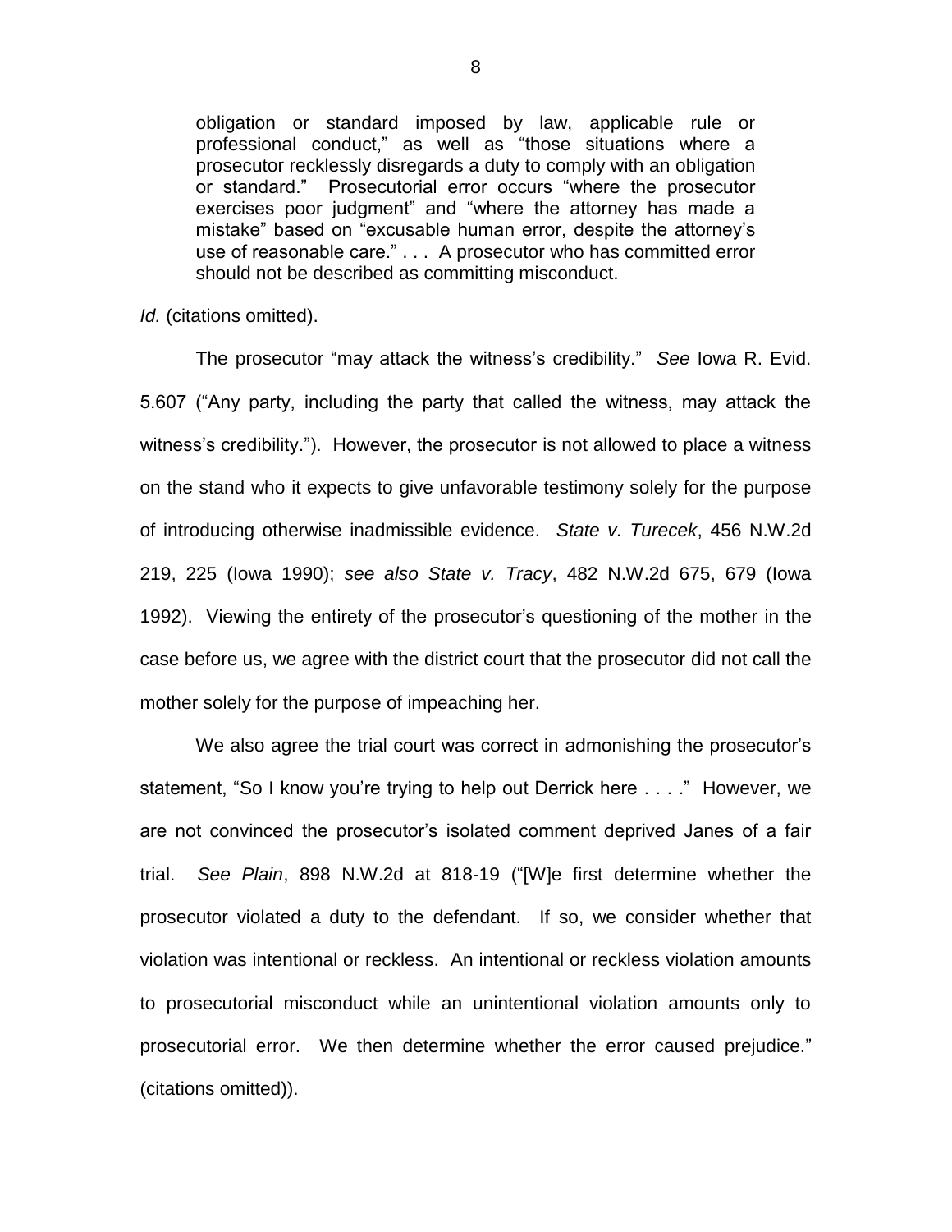> obligation or standard imposed by law, applicable rule or professional conduct," as well as "those situations where a prosecutor recklessly disregards a duty to comply with an obligation or standard." Prosecutorial error occurs "where the prosecutor exercises poor judgment" and "where the attorney has made a mistake" based on "excusable human error, despite the attorney's use of reasonable care." . . . A prosecutor who has committed error should not be described as committing misconduct.

*Id.* (citations omitted).

The prosecutor "may attack the witness's credibility." *See* Iowa R. Evid. 5.607 ("Any party, including the party that called the witness, may attack the witness's credibility."). However, the prosecutor is not allowed to place a witness on the stand who it expects to give unfavorable testimony solely for the purpose of introducing otherwise inadmissible evidence. *State v. Turecek*, 456 N.W.2d 219, 225 (Iowa 1990); *see also State v. Tracy*, 482 N.W.2d 675, 679 (Iowa 1992). Viewing the entirety of the prosecutor's questioning of the mother in the case before us, we agree with the district court that the prosecutor did not call the mother solely for the purpose of impeaching her.

We also agree the trial court was correct in admonishing the prosecutor's statement, "So I know you're trying to help out Derrick here . . . ." However, we are not convinced the prosecutor's isolated comment deprived Janes of a fair trial. *See Plain*, 898 N.W.2d at 818-19 ("[W]e first determine whether the prosecutor violated a duty to the defendant. If so, we consider whether that violation was intentional or reckless. An intentional or reckless violation amounts to prosecutorial misconduct while an unintentional violation amounts only to prosecutorial error. We then determine whether the error caused prejudice." (citations omitted)).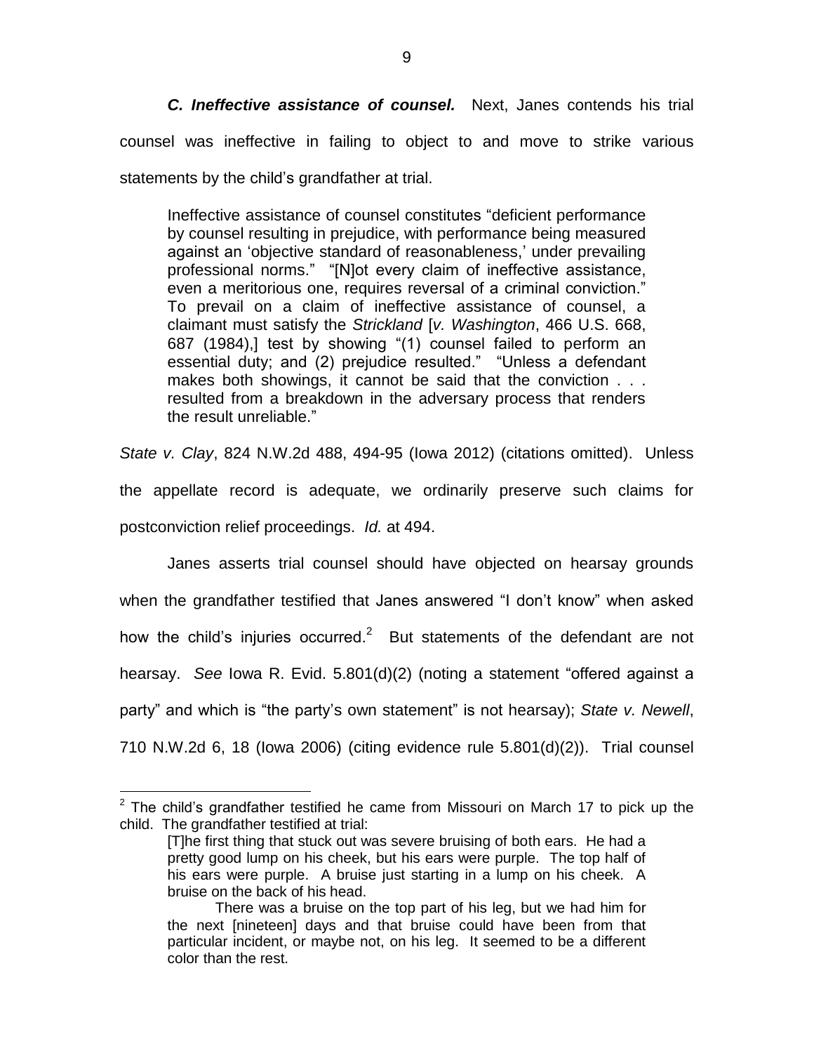***C. Ineffective assistance of counsel.*** Next, Janes contends his trial counsel was ineffective in failing to object to and move to strike various statements by the child's grandfather at trial.

> Ineffective assistance of counsel constitutes "deficient performance by counsel resulting in prejudice, with performance being measured against an 'objective standard of reasonableness,' under prevailing professional norms." "[N]ot every claim of ineffective assistance, even a meritorious one, requires reversal of a criminal conviction." To prevail on a claim of ineffective assistance of counsel, a claimant must satisfy the *Strickland* [*v. Washington*, 466 U.S. 668, 687 (1984),] test by showing "(1) counsel failed to perform an essential duty; and (2) prejudice resulted." "Unless a defendant makes both showings, it cannot be said that the conviction . . . resulted from a breakdown in the adversary process that renders the result unreliable."

*State v. Clay*, 824 N.W.2d 488, 494-95 (Iowa 2012) (citations omitted). Unless the appellate record is adequate, we ordinarily preserve such claims for postconviction relief proceedings. *Id.* at 494.

Janes asserts trial counsel should have objected on hearsay grounds when the grandfather testified that Janes answered "I don't know" when asked how the child's injuries occurred.[2] But statements of the defendant are not hearsay. *See* Iowa R. Evid. 5.801(d)(2) (noting a statement "offered against a party" and which is "the party's own statement" is not hearsay); *State v. Newell*, 710 N.W.2d 6, 18 (Iowa 2006) (citing evidence rule 5.801(d)(2)). Trial counsel

---

[2] The child's grandfather testified he came from Missouri on March 17 to pick up the child. The grandfather testified at trial:

> [T]he first thing that stuck out was severe bruising of both ears. He had a pretty good lump on his cheek, but his ears were purple. The top half of his ears were purple. A bruise just starting in a lump on his cheek. A bruise on the back of his head.
>
> There was a bruise on the top part of his leg, but we had him for the next [nineteen] days and that bruise could have been from that particular incident, or maybe not, on his leg. It seemed to be a different color than the rest.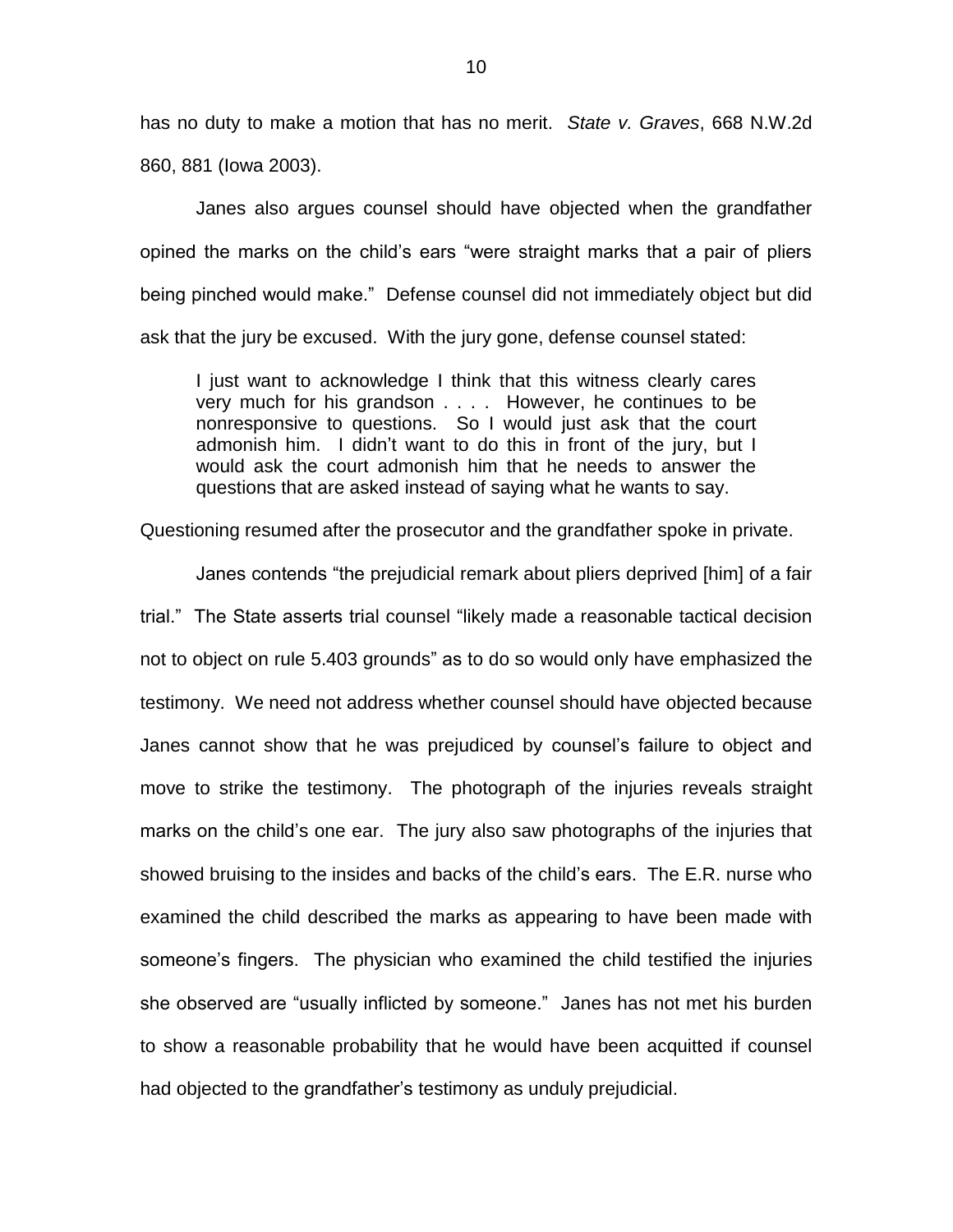has no duty to make a motion that has no merit. *State v. Graves*, 668 N.W.2d 860, 881 (Iowa 2003).

Janes also argues counsel should have objected when the grandfather opined the marks on the child's ears "were straight marks that a pair of pliers being pinched would make." Defense counsel did not immediately object but did ask that the jury be excused. With the jury gone, defense counsel stated:

> I just want to acknowledge I think that this witness clearly cares very much for his grandson . . . . However, he continues to be nonresponsive to questions. So I would just ask that the court admonish him. I didn't want to do this in front of the jury, but I would ask the court admonish him that he needs to answer the questions that are asked instead of saying what he wants to say.

Questioning resumed after the prosecutor and the grandfather spoke in private.

Janes contends "the prejudicial remark about pliers deprived [him] of a fair trial." The State asserts trial counsel "likely made a reasonable tactical decision not to object on rule 5.403 grounds" as to do so would only have emphasized the testimony. We need not address whether counsel should have objected because Janes cannot show that he was prejudiced by counsel's failure to object and move to strike the testimony. The photograph of the injuries reveals straight marks on the child's one ear. The jury also saw photographs of the injuries that showed bruising to the insides and backs of the child's ears. The E.R. nurse who examined the child described the marks as appearing to have been made with someone's fingers. The physician who examined the child testified the injuries she observed are "usually inflicted by someone." Janes has not met his burden to show a reasonable probability that he would have been acquitted if counsel had objected to the grandfather's testimony as unduly prejudicial.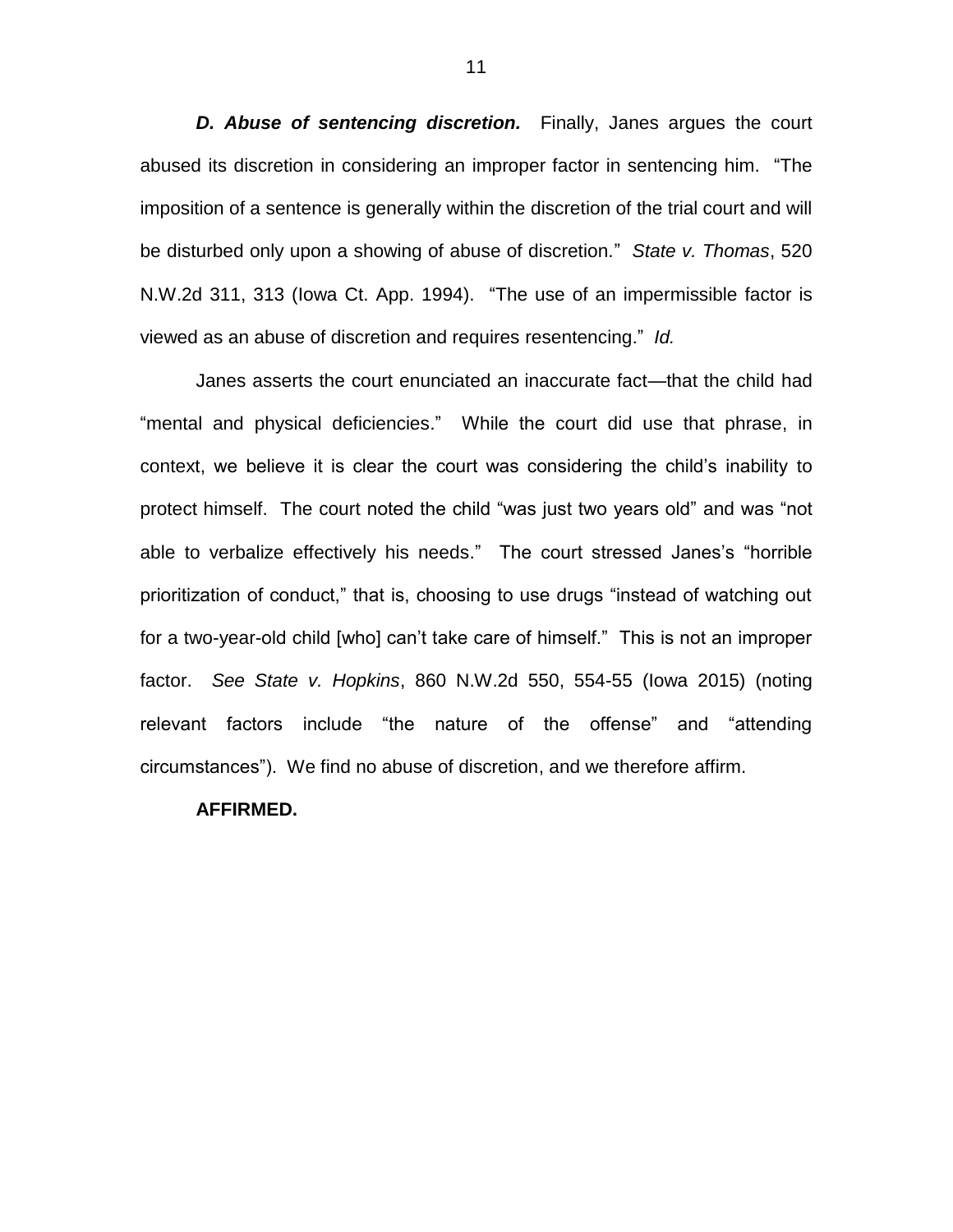***D. Abuse of sentencing discretion.*** Finally, Janes argues the court abused its discretion in considering an improper factor in sentencing him. "The imposition of a sentence is generally within the discretion of the trial court and will be disturbed only upon a showing of abuse of discretion." *State v. Thomas*, 520 N.W.2d 311, 313 (Iowa Ct. App. 1994). "The use of an impermissible factor is viewed as an abuse of discretion and requires resentencing." *Id.*

Janes asserts the court enunciated an inaccurate fact—that the child had "mental and physical deficiencies." While the court did use that phrase, in context, we believe it is clear the court was considering the child's inability to protect himself. The court noted the child "was just two years old" and was "not able to verbalize effectively his needs." The court stressed Janes's "horrible prioritization of conduct," that is, choosing to use drugs "instead of watching out for a two-year-old child [who] can't take care of himself." This is not an improper factor. *See State v. Hopkins*, 860 N.W.2d 550, 554-55 (Iowa 2015) (noting relevant factors include "the nature of the offense" and "attending circumstances"). We find no abuse of discretion, and we therefore affirm.

**AFFIRMED.**